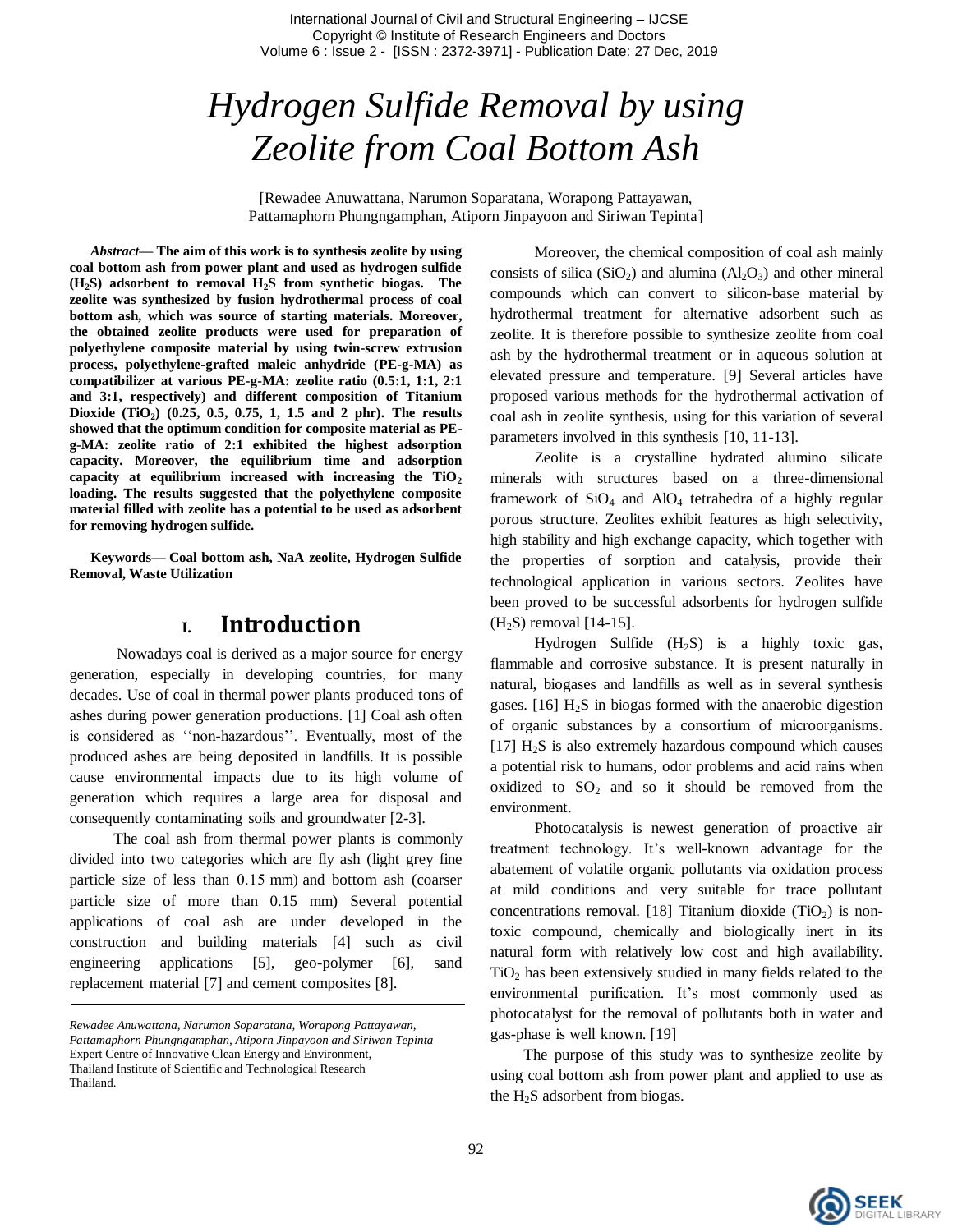# Hydrogen Sulfide Removal by using Zeolite from Coal Bottom Ash

[Rewadee Anuwattana, Narumon Soparatana, Worapong Pattayawan, Pattamaphorn Phungngamphan, Atiporn Jinpayoon and Siriwan Tepinta]

***Abstract*— The aim of this work is to synthesis zeolite by using coal bottom ash from power plant and used as hydrogen sulfide ($H_2S$) adsorbent to removal $H_2S$ from synthetic biogas. The zeolite was synthesized by fusion hydrothermal process of coal bottom ash, which was source of starting materials. Moreover, the obtained zeolite products were used for preparation of polyethylene composite material by using twin-screw extrusion process, polyethylene-grafted maleic anhydride (PE-g-MA) as compatibilizer at various PE-g-MA: zeolite ratio (0.5:1, 1:1, 2:1 and 3:1, respectively) and different composition of Titanium Dioxide ($TiO_2$) (0.25, 0.5, 0.75, 1, 1.5 and 2 phr). The results showed that the optimum condition for composite material as PE-g-MA: zeolite ratio of 2:1 exhibited the highest adsorption capacity. Moreover, the equilibrium time and adsorption capacity at equilibrium increased with increasing the $TiO_2$ loading. The results suggested that the polyethylene composite material filled with zeolite has a potential to be used as adsorbent for removing hydrogen sulfide.**

**Keywords— Coal bottom ash, NaA zeolite, Hydrogen Sulfide Removal, Waste Utilization**

## I. Introduction

Nowadays coal is derived as a major source for energy generation, especially in developing countries, for many decades. Use of coal in thermal power plants produced tons of ashes during power generation productions. [1] Coal ash often is considered as ''non-hazardous''. Eventually, most of the produced ashes are being deposited in landfills. It is possible cause environmental impacts due to its high volume of generation which requires a large area for disposal and consequently contaminating soils and groundwater [2-3].

The coal ash from thermal power plants is commonly divided into two categories which are fly ash (light grey fine particle size of less than 0.15 mm) and bottom ash (coarser particle size of more than 0.15 mm) Several potential applications of coal ash are under developed in the construction and building materials [4] such as civil engineering applications [5], geo-polymer [6], sand replacement material [7] and cement composites [8].

*Rewadee Anuwattana, Narumon Soparatana, Worapong Pattayawan, Pattamaphorn Phungngamphan, Atiporn Jinpayoon and Siriwan Tepinta*
Expert Centre of Innovative Clean Energy and Environment,
Thailand Institute of Scientific and Technological Research
Thailand.

Moreover, the chemical composition of coal ash mainly consists of silica ($SiO_2$) and alumina ($Al_2O_3$) and other mineral compounds which can convert to silicon-base material by hydrothermal treatment for alternative adsorbent such as zeolite. It is therefore possible to synthesize zeolite from coal ash by the hydrothermal treatment or in aqueous solution at elevated pressure and temperature. [9] Several articles have proposed various methods for the hydrothermal activation of coal ash in zeolite synthesis, using for this variation of several parameters involved in this synthesis [10, 11-13].

Zeolite is a crystalline hydrated alumino silicate minerals with structures based on a three-dimensional framework of $SiO_4$ and $AlO_4$ tetrahedra of a highly regular porous structure. Zeolites exhibit features as high selectivity, high stability and high exchange capacity, which together with the properties of sorption and catalysis, provide their technological application in various sectors. Zeolites have been proved to be successful adsorbents for hydrogen sulfide ($H_2S$) removal [14-15].

Hydrogen Sulfide ($H_2S$) is a highly toxic gas, flammable and corrosive substance. It is present naturally in natural, biogases and landfills as well as in several synthesis gases. [16] $H_2S$ in biogas formed with the anaerobic digestion of organic substances by a consortium of microorganisms. [17] $H_2S$ is also extremely hazardous compound which causes a potential risk to humans, odor problems and acid rains when oxidized to $SO_2$ and so it should be removed from the environment.

Photocatalysis is newest generation of proactive air treatment technology. It's well-known advantage for the abatement of volatile organic pollutants via oxidation process at mild conditions and very suitable for trace pollutant concentrations removal. [18] Titanium dioxide ($TiO_2$) is non-toxic compound, chemically and biologically inert in its natural form with relatively low cost and high availability. $TiO_2$ has been extensively studied in many fields related to the environmental purification. It's most commonly used as photocatalyst for the removal of pollutants both in water and gas-phase is well known. [19]

The purpose of this study was to synthesize zeolite by using coal bottom ash from power plant and applied to use as the $H_2S$ adsorbent from biogas.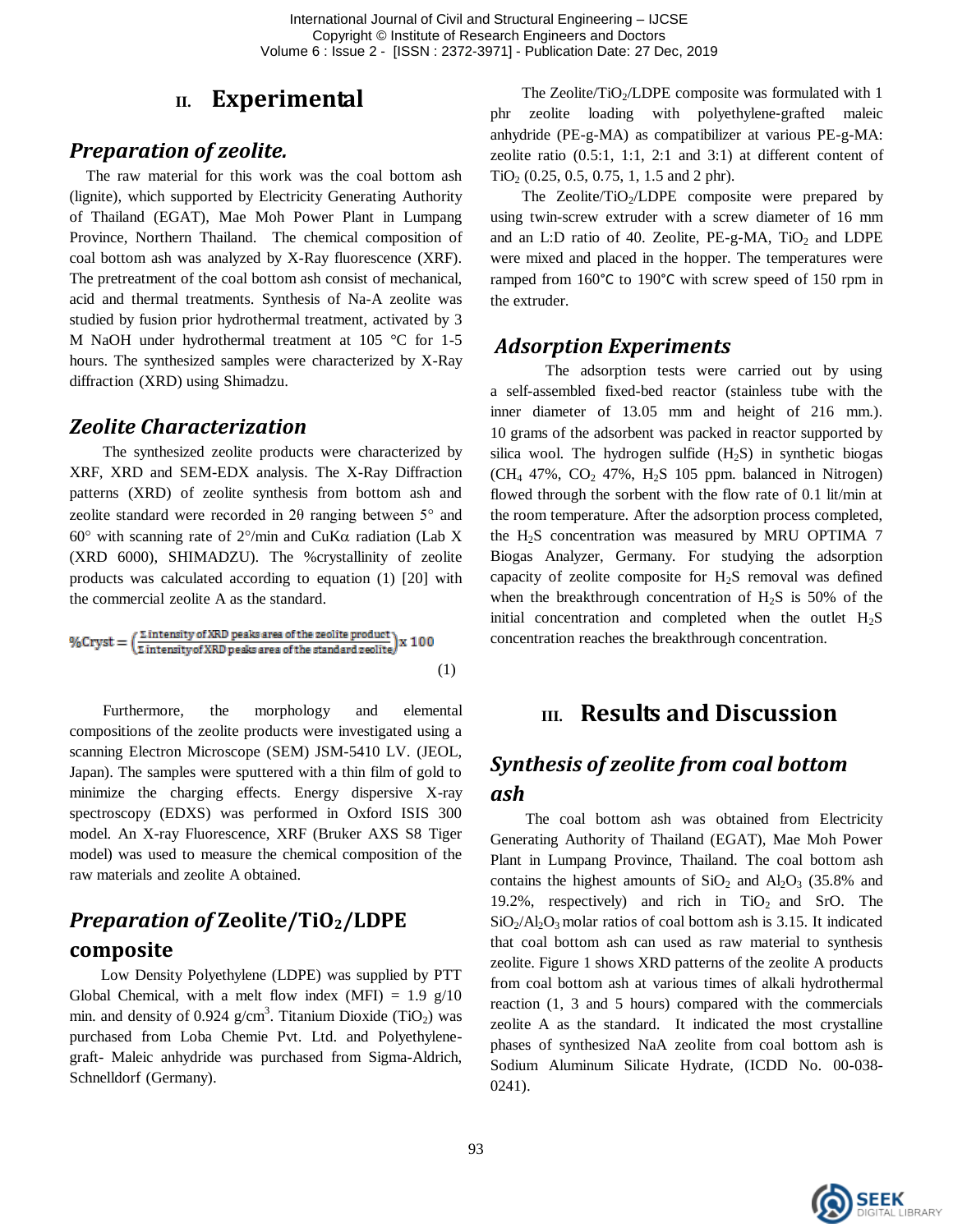## II. Experimental

### *Preparation of zeolite.*

The raw material for this work was the coal bottom ash (lignite), which supported by Electricity Generating Authority of Thailand (EGAT), Mae Moh Power Plant in Lumpang Province, Northern Thailand. The chemical composition of coal bottom ash was analyzed by X-Ray fluorescence (XRF). The pretreatment of the coal bottom ash consist of mechanical, acid and thermal treatments. Synthesis of Na-A zeolite was studied by fusion prior hydrothermal treatment, activated by 3 M NaOH under hydrothermal treatment at 105 °C for 1-5 hours. The synthesized samples were characterized by X-Ray diffraction (XRD) using Shimadzu.

### *Zeolite Characterization*

The synthesized zeolite products were characterized by XRF, XRD and SEM-EDX analysis. The X-Ray Diffraction patterns (XRD) of zeolite synthesis from bottom ash and zeolite standard were recorded in 2θ ranging between 5° and 60° with scanning rate of 2°/min and CuKα radiation (Lab X (XRD 6000), SHIMADZU). The %crystallinity of zeolite products was calculated according to equation (1) [20] with the commercial zeolite A as the standard.

$$\%Cryst = \left(\frac{\Sigma \text{ intensity of XRD peaks area of the zeolite product}}{\Sigma \text{ intensity of XRD peaks area of the standard zeolite}}\right) x\ 100 \quad (1)$$

Furthermore, the morphology and elemental compositions of the zeolite products were investigated using a scanning Electron Microscope (SEM) JSM-5410 LV. (JEOL, Japan). The samples were sputtered with a thin film of gold to minimize the charging effects. Energy dispersive X-ray spectroscopy (EDXS) was performed in Oxford ISIS 300 model. An X-ray Fluorescence, XRF (Bruker AXS S8 Tiger model) was used to measure the chemical composition of the raw materials and zeolite A obtained.

### *Preparation of* Zeolite/$TiO_2$/LDPE composite

Low Density Polyethylene (LDPE) was supplied by PTT Global Chemical, with a melt flow index (MFI) = 1.9 g/10 min. and density of 0.924 g/cm$^3$. Titanium Dioxide ($TiO_2$) was purchased from Loba Chemie Pvt. Ltd. and Polyethylene-graft- Maleic anhydride was purchased from Sigma-Aldrich, Schnelldorf (Germany).

The Zeolite/$TiO_2$/LDPE composite was formulated with 1 phr zeolite loading with polyethylene-grafted maleic anhydride (PE-g-MA) as compatibilizer at various PE-g-MA: zeolite ratio (0.5:1, 1:1, 2:1 and 3:1) at different content of $TiO_2$ (0.25, 0.5, 0.75, 1, 1.5 and 2 phr).

The Zeolite/$TiO_2$/LDPE composite were prepared by using twin-screw extruder with a screw diameter of 16 mm and an L:D ratio of 40. Zeolite, PE-g-MA, $TiO_2$ and LDPE were mixed and placed in the hopper. The temperatures were ramped from 160°C to 190°C with screw speed of 150 rpm in the extruder.

### *Adsorption Experiments*

The adsorption tests were carried out by using a self-assembled fixed-bed reactor (stainless tube with the inner diameter of 13.05 mm and height of 216 mm.). 10 grams of the adsorbent was packed in reactor supported by silica wool. The hydrogen sulfide ($H_2S$) in synthetic biogas ($CH_4$ 47%, $CO_2$ 47%, $H_2S$ 105 ppm. balanced in Nitrogen) flowed through the sorbent with the flow rate of 0.1 lit/min at the room temperature. After the adsorption process completed, the $H_2S$ concentration was measured by MRU OPTIMA 7 Biogas Analyzer, Germany. For studying the adsorption capacity of zeolite composite for $H_2S$ removal was defined when the breakthrough concentration of $H_2S$ is 50% of the initial concentration and completed when the outlet $H_2S$ concentration reaches the breakthrough concentration.

## III. Results and Discussion

### *Synthesis of zeolite from coal bottom ash*

The coal bottom ash was obtained from Electricity Generating Authority of Thailand (EGAT), Mae Moh Power Plant in Lumpang Province, Thailand. The coal bottom ash contains the highest amounts of $SiO_2$ and $Al_2O_3$ (35.8% and 19.2%, respectively) and rich in $TiO_2$ and SrO. The $SiO_2$/$Al_2O_3$ molar ratios of coal bottom ash is 3.15. It indicated that coal bottom ash can used as raw material to synthesis zeolite. Figure 1 shows XRD patterns of the zeolite A products from coal bottom ash at various times of alkali hydrothermal reaction (1, 3 and 5 hours) compared with the commercials zeolite A as the standard. It indicated the most crystalline phases of synthesized NaA zeolite from coal bottom ash is Sodium Aluminum Silicate Hydrate, (ICDD No. 00-038-0241).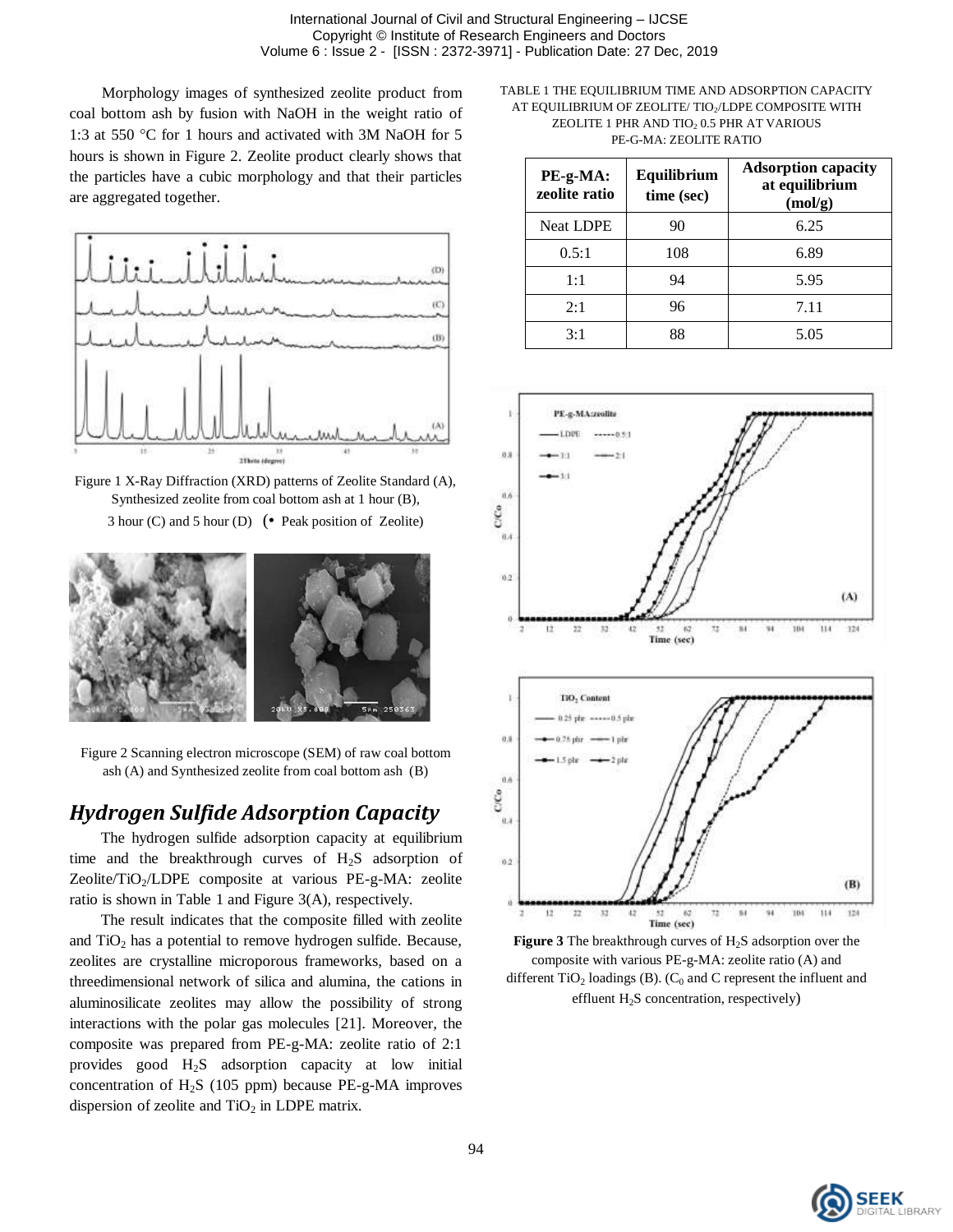Morphology images of synthesized zeolite product from coal bottom ash by fusion with NaOH in the weight ratio of 1:3 at 550 °C for 1 hours and activated with 3M NaOH for 5 hours is shown in Figure 2. Zeolite product clearly shows that the particles have a cubic morphology and that their particles are aggregated together.

Figure 1 X-Ray Diffraction (XRD) patterns of Zeolite Standard (A), Synthesized zeolite from coal bottom ash at 1 hour (B), 3 hour (C) and 5 hour (D) (• Peak position of Zeolite)

Figure 2 Scanning electron microscope (SEM) of raw coal bottom ash (A) and Synthesized zeolite from coal bottom ash (B)

## *Hydrogen Sulfide Adsorption Capacity*

The hydrogen sulfide adsorption capacity at equilibrium time and the breakthrough curves of $H_2S$ adsorption of Zeolite/$TiO_2$/LDPE composite at various PE-g-MA: zeolite ratio is shown in Table 1 and Figure 3(A), respectively.

The result indicates that the composite filled with zeolite and $TiO_2$ has a potential to remove hydrogen sulfide. Because, zeolites are crystalline microporous frameworks, based on a threedimensional network of silica and alumina, the cations in aluminosilicate zeolites may allow the possibility of strong interactions with the polar gas molecules [21]. Moreover, the composite was prepared from PE-g-MA: zeolite ratio of 2:1 provides good $H_2S$ adsorption capacity at low initial concentration of $H_2S$ (105 ppm) because PE-g-MA improves dispersion of zeolite and $TiO_2$ in LDPE matrix.

TABLE 1 THE EQUILIBRIUM TIME AND ADSORPTION CAPACITY AT EQUILIBRIUM OF ZEOLITE/ $TIO_2$/LDPE COMPOSITE WITH ZEOLITE 1 PHR AND $TIO_2$ 0.5 PHR AT VARIOUS PE-G-MA: ZEOLITE RATIO

| PE-g-MA: zeolite ratio | Equilibrium time (sec) | Adsorption capacity at equilibrium (mol/g) |
|---|---|---|
| Neat LDPE | 90 | 6.25 |
| 0.5:1 | 108 | 6.89 |
| 1:1 | 94 | 5.95 |
| 2:1 | 96 | 7.11 |
| 3:1 | 88 | 5.05 |

**Figure 3** The breakthrough curves of $H_2S$ adsorption over the composite with various PE-g-MA: zeolite ratio (A) and different $TiO_2$ loadings (B). ($C_0$ and C represent the influent and effluent $H_2S$ concentration, respectively)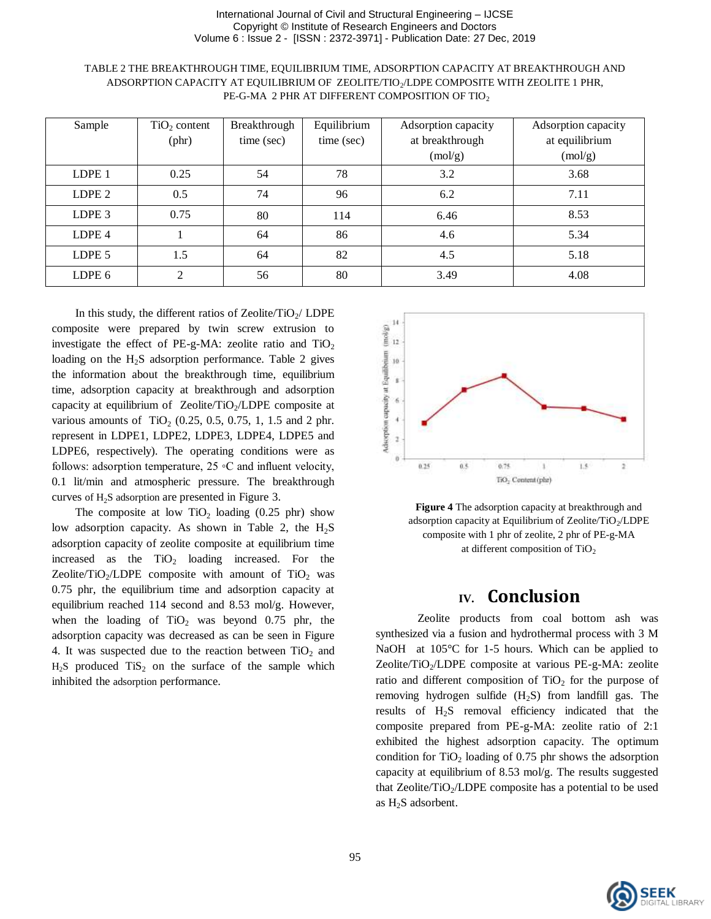TABLE 2 THE BREAKTHROUGH TIME, EQUILIBRIUM TIME, ADSORPTION CAPACITY AT BREAKTHROUGH AND ADSORPTION CAPACITY AT EQUILIBRIUM OF ZEOLITE/$TIO_2$/LDPE COMPOSITE WITH ZEOLITE 1 PHR, PE-G-MA 2 PHR AT DIFFERENT COMPOSITION OF $TIO_2$

| Sample | $TiO_2$ content (phr) | Breakthrough time (sec) | Equilibrium time (sec) | Adsorption capacity at breakthrough (mol/g) | Adsorption capacity at equilibrium (mol/g) |
|---|---|---|---|---|---|
| LDPE 1 | 0.25 | 54 | 78 | 3.2 | 3.68 |
| LDPE 2 | 0.5 | 74 | 96 | 6.2 | 7.11 |
| LDPE 3 | 0.75 | 80 | 114 | 6.46 | 8.53 |
| LDPE 4 | 1 | 64 | 86 | 4.6 | 5.34 |
| LDPE 5 | 1.5 | 64 | 82 | 4.5 | 5.18 |
| LDPE 6 | 2 | 56 | 80 | 3.49 | 4.08 |

In this study, the different ratios of Zeolite/$TiO_2$/ LDPE composite were prepared by twin screw extrusion to investigate the effect of PE-g-MA: zeolite ratio and $TiO_2$ loading on the $H_2S$ adsorption performance. Table 2 gives the information about the breakthrough time, equilibrium time, adsorption capacity at breakthrough and adsorption capacity at equilibrium of Zeolite/$TiO_2$/LDPE composite at various amounts of $TiO_2$ (0.25, 0.5, 0.75, 1, 1.5 and 2 phr. represent in LDPE1, LDPE2, LDPE3, LDPE4, LDPE5 and LDPE6, respectively). The operating conditions were as follows: adsorption temperature, 25 ◦C and influent velocity, 0.1 lit/min and atmospheric pressure. The breakthrough curves of $H_2S$ adsorption are presented in Figure 3.

The composite at low $TiO_2$ loading (0.25 phr) show low adsorption capacity. As shown in Table 2, the $H_2S$ adsorption capacity of zeolite composite at equilibrium time increased as the $TiO_2$ loading increased. For the Zeolite/$TiO_2$/LDPE composite with amount of $TiO_2$ was 0.75 phr, the equilibrium time and adsorption capacity at equilibrium reached 114 second and 8.53 mol/g. However, when the loading of $TiO_2$ was beyond 0.75 phr, the adsorption capacity was decreased as can be seen in Figure 4. It was suspected due to the reaction between $TiO_2$ and $H_2S$ produced $TiS_2$ on the surface of the sample which inhibited the adsorption performance.

**Figure 4** The adsorption capacity at breakthrough and adsorption capacity at Equilibrium of Zeolite/$TiO_2$/LDPE composite with 1 phr of zeolite, 2 phr of PE-g-MA at different composition of $TiO_2$

## IV. Conclusion

Zeolite products from coal bottom ash was synthesized via a fusion and hydrothermal process with 3 M NaOH at 105°C for 1-5 hours. Which can be applied to Zeolite/$TiO_2$/LDPE composite at various PE-g-MA: zeolite ratio and different composition of $TiO_2$ for the purpose of removing hydrogen sulfide ($H_2S$) from landfill gas. The results of $H_2S$ removal efficiency indicated that the composite prepared from PE-g-MA: zeolite ratio of 2:1 exhibited the highest adsorption capacity. The optimum condition for $TiO_2$ loading of 0.75 phr shows the adsorption capacity at equilibrium of 8.53 mol/g. The results suggested that Zeolite/$TiO_2$/LDPE composite has a potential to be used as $H_2S$ adsorbent.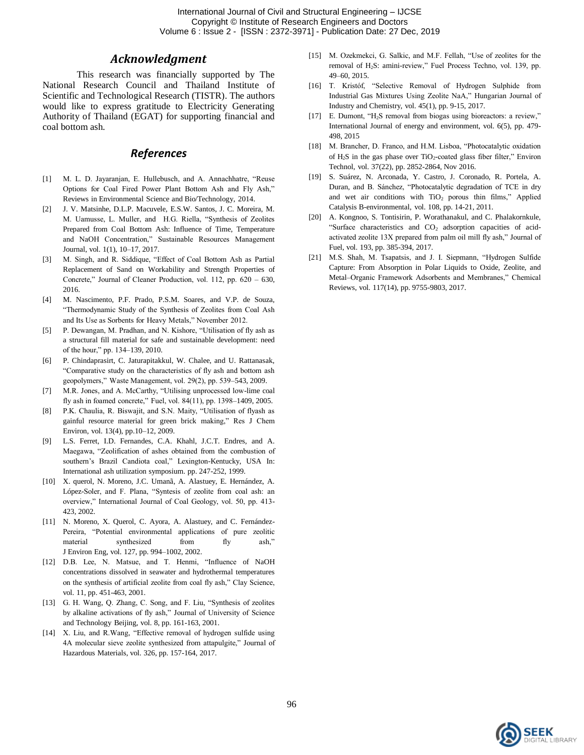## Acknowledgment

This research was financially supported by The National Research Council and Thailand Institute of Scientific and Technological Research (TISTR). The authors would like to express gratitude to Electricity Generating Authority of Thailand (EGAT) for supporting financial and coal bottom ash.

## References

[1] M. L. D. Jayaranjan, E. Hullebusch, and A. Annachhatre, "Reuse Options for Coal Fired Power Plant Bottom Ash and Fly Ash," Reviews in Environmental Science and Bio/Technology, 2014.

[2] J. V. Matsinhe, D.L.P. Macuvele, E.S.W. Santos, J. C. Moreira, M. M. Uamusse, L. Muller, and H.G. Riella, "Synthesis of Zeolites Prepared from Coal Bottom Ash: Influence of Time, Temperature and NaOH Concentration," Sustainable Resources Management Journal, vol. 1(1), 10–17, 2017.

[3] M. Singh, and R. Siddique, "Effect of Coal Bottom Ash as Partial Replacement of Sand on Workability and Strength Properties of Concrete," Journal of Cleaner Production, vol. 112, pp. 620 – 630, 2016.

[4] M. Nascimento, P.F. Prado, P.S.M. Soares, and V.P. de Souza, "Thermodynamic Study of the Synthesis of Zeolites from Coal Ash and Its Use as Sorbents for Heavy Metals," November 2012.

[5] P. Dewangan, M. Pradhan, and N. Kishore, "Utilisation of fly ash as a structural fill material for safe and sustainable development: need of the hour," pp. 134–139, 2010.

[6] P. Chindaprasirt, C. Jaturapitakkul, W. Chalee, and U. Rattanasak, "Comparative study on the characteristics of fly ash and bottom ash geopolymers," Waste Management, vol. 29(2), pp. 539–543, 2009.

[7] M.R. Jones, and A. McCarthy, "Utilising unprocessed low-lime coal fly ash in foamed concrete," Fuel, vol. 84(11), pp. 1398–1409, 2005.

[8] P.K. Chaulia, R. Biswajit, and S.N. Maity, "Utilisation of flyash as gainful resource material for green brick making," Res J Chem Environ, vol. 13(4), pp.10–12, 2009.

[9] L.S. Ferret, I.D. Fernandes, C.A. Khahl, J.C.T. Endres, and A. Maegawa, "Zeolification of ashes obtained from the combustion of southern's Brazil Candiota coal," Lexington-Kentucky, USA In: International ash utilization symposium. pp. 247-252, 1999.

[10] X. querol, N. Moreno, J.C. Umanã, A. Alastuey, E. Hernández, A. López-Soler, and F. Plana, "Syntesis of zeolite from coal ash: an overview," International Journal of Coal Geology, vol. 50, pp. 413-423, 2002.

[11] N. Moreno, X. Querol, C. Ayora, A. Alastuey, and C. Fernández-Pereira, "Potential environmental applications of pure zeolitic material synthesized from fly ash," J Environ Eng, vol. 127, pp. 994–1002, 2002.

[12] D.B. Lee, N. Matsue, and T. Henmi, "Influence of NaOH concentrations dissolved in seawater and hydrothermal temperatures on the synthesis of artificial zeolite from coal fly ash," Clay Science, vol. 11, pp. 451-463, 2001.

[13] G. H. Wang, Q. Zhang, C. Song, and F. Liu, "Synthesis of zeolites by alkaline activations of fly ash," Journal of University of Science and Technology Beijing, vol. 8, pp. 161-163, 2001.

[14] X. Liu, and R.Wang, "Effective removal of hydrogen sulfide using 4A molecular sieve zeolite synthesized from attapulgite," Journal of Hazardous Materials, vol. 326, pp. 157-164, 2017.

[15] M. Ozekmekci, G. Salkic, and M.F. Fellah, "Use of zeolites for the removal of $H_2S$: amini-review," Fuel Process Techno, vol. 139, pp. 49–60, 2015.

[16] T. Kristóf, "Selective Removal of Hydrogen Sulphide from Industrial Gas Mixtures Using Zeolite NaA," Hungarian Journal of Industry and Chemistry, vol. 45(1), pp. 9-15, 2017.

[17] E. Dumont, "$H_2S$ removal from biogas using bioreactors: a review," International Journal of energy and environment, vol. 6(5), pp. 479-498, 2015

[18] M. Brancher, D. Franco, and H.M. Lisboa, "Photocatalytic oxidation of $H_2S$ in the gas phase over $TiO_2$-coated glass fiber filter," Environ Technol, vol. 37(22), pp. 2852-2864, Nov 2016.

[19] S. Suárez, N. Arconada, Y. Castro, J. Coronado, R. Portela, A. Duran, and B. Sánchez, "Photocatalytic degradation of TCE in dry and wet air conditions with $TiO_2$ porous thin films," Applied Catalysis B-environmental, vol. 108, pp. 14-21, 2011.

[20] A. Kongnoo, S. Tontisirin, P. Worathanakul, and C. Phalakornkule, "Surface characteristics and $CO_2$ adsorption capacities of acid-activated zeolite 13X prepared from palm oil mill fly ash," Journal of Fuel, vol. 193, pp. 385-394, 2017.

[21] M.S. Shah, M. Tsapatsis, and J. I. Siepmann, "Hydrogen Sulfide Capture: From Absorption in Polar Liquids to Oxide, Zeolite, and Metal–Organic Framework Adsorbents and Membranes," Chemical Reviews, vol. 117(14), pp. 9755-9803, 2017.